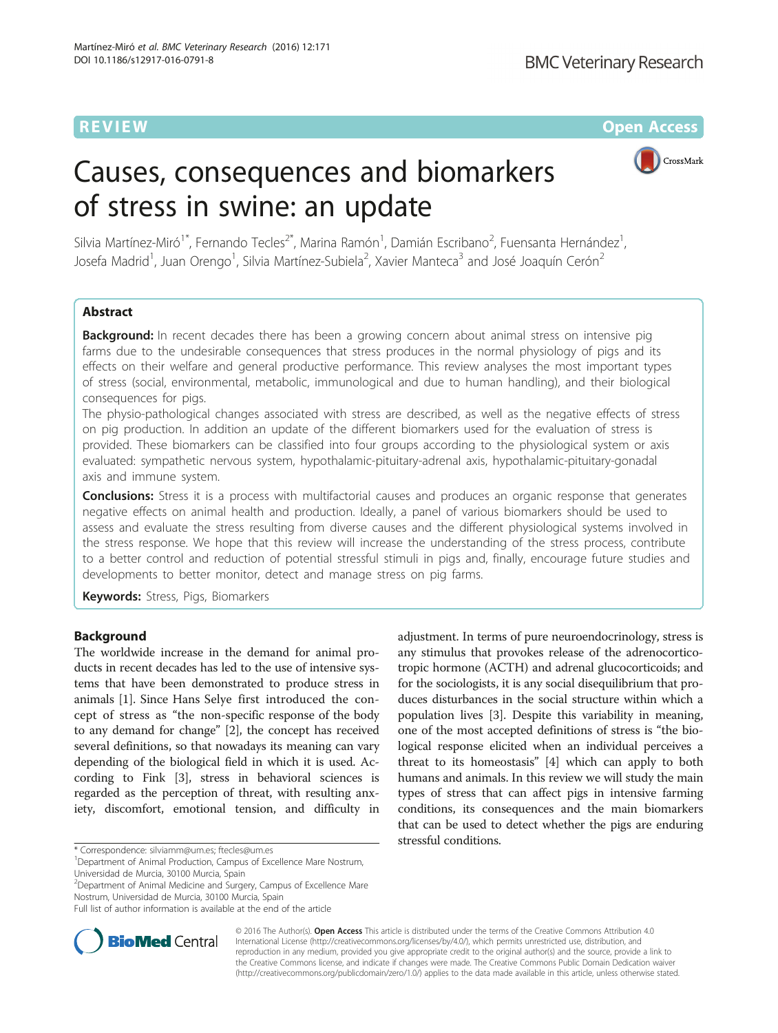REVIEW

Open Access

# Causes, consequences and biomarkers of stress in swine: an update

Silvia Martínez-Miró[1*], Fernando Tecles[2*], Marina Ramón[1], Damián Escribano[2], Fuensanta Hernández[1], Josefa Madrid[1], Juan Orengo[1], Silvia Martínez-Subiela[2], Xavier Manteca[3] and José Joaquín Cerón[2]

## Abstract

**Background:** In recent decades there has been a growing concern about animal stress on intensive pig farms due to the undesirable consequences that stress produces in the normal physiology of pigs and its effects on their welfare and general productive performance. This review analyses the most important types of stress (social, environmental, metabolic, immunological and due to human handling), and their biological consequences for pigs.

The physio-pathological changes associated with stress are described, as well as the negative effects of stress on pig production. In addition an update of the different biomarkers used for the evaluation of stress is provided. These biomarkers can be classified into four groups according to the physiological system or axis evaluated: sympathetic nervous system, hypothalamic-pituitary-adrenal axis, hypothalamic-pituitary-gonadal axis and immune system.

**Conclusions:** Stress it is a process with multifactorial causes and produces an organic response that generates negative effects on animal health and production. Ideally, a panel of various biomarkers should be used to assess and evaluate the stress resulting from diverse causes and the different physiological systems involved in the stress response. We hope that this review will increase the understanding of the stress process, contribute to a better control and reduction of potential stressful stimuli in pigs and, finally, encourage future studies and developments to better monitor, detect and manage stress on pig farms.

**Keywords:** Stress, Pigs, Biomarkers

## Background

The worldwide increase in the demand for animal products in recent decades has led to the use of intensive systems that have been demonstrated to produce stress in animals [1]. Since Hans Selye first introduced the concept of stress as "the non-specific response of the body to any demand for change" [2], the concept has received several definitions, so that nowadays its meaning can vary depending of the biological field in which it is used. According to Fink [3], stress in behavioral sciences is regarded as the perception of threat, with resulting anxiety, discomfort, emotional tension, and difficulty in adjustment. In terms of pure neuroendocrinology, stress is any stimulus that provokes release of the adrenocorticotropic hormone (ACTH) and adrenal glucocorticoids; and for the sociologists, it is any social disequilibrium that produces disturbances in the social structure within which a population lives [3]. Despite this variability in meaning, one of the most accepted definitions of stress is "the biological response elicited when an individual perceives a threat to its homeostasis" [4] which can apply to both humans and animals. In this review we will study the main types of stress that can affect pigs in intensive farming conditions, its consequences and the main biomarkers that can be used to detect whether the pigs are enduring stressful conditions.

\* Correspondence: silviamm@um.es; ftecles@um.es

[1]Department of Animal Production, Campus of Excellence Mare Nostrum, Universidad de Murcia, 30100 Murcia, Spain

[2]Department of Animal Medicine and Surgery, Campus of Excellence Mare Nostrum, Universidad de Murcia, 30100 Murcia, Spain

Full list of author information is available at the end of the article

© 2016 The Author(s). **Open Access** This article is distributed under the terms of the Creative Commons Attribution 4.0 International License (http://creativecommons.org/licenses/by/4.0/), which permits unrestricted use, distribution, and reproduction in any medium, provided you give appropriate credit to the original author(s) and the source, provide a link to the Creative Commons license, and indicate if changes were made. The Creative Commons Public Domain Dedication waiver (http://creativecommons.org/publicdomain/zero/1.0/) applies to the data made available in this article, unless otherwise stated.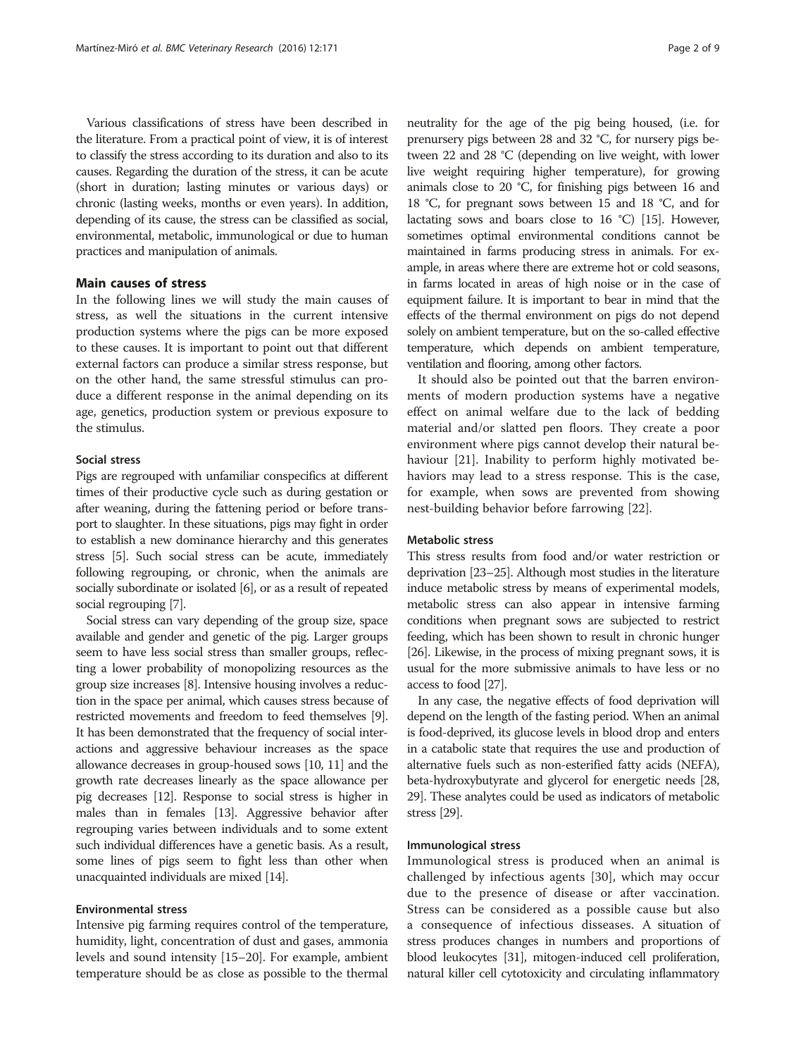Various classifications of stress have been described in the literature. From a practical point of view, it is of interest to classify the stress according to its duration and also to its causes. Regarding the duration of the stress, it can be acute (short in duration; lasting minutes or various days) or chronic (lasting weeks, months or even years). In addition, depending of its cause, the stress can be classified as social, environmental, metabolic, immunological or due to human practices and manipulation of animals.

## Main causes of stress

In the following lines we will study the main causes of stress, as well the situations in the current intensive production systems where the pigs can be more exposed to these causes. It is important to point out that different external factors can produce a similar stress response, but on the other hand, the same stressful stimulus can produce a different response in the animal depending on its age, genetics, production system or previous exposure to the stimulus.

### Social stress

Pigs are regrouped with unfamiliar conspecifics at different times of their productive cycle such as during gestation or after weaning, during the fattening period or before transport to slaughter. In these situations, pigs may fight in order to establish a new dominance hierarchy and this generates stress [5]. Such social stress can be acute, immediately following regrouping, or chronic, when the animals are socially subordinate or isolated [6], or as a result of repeated social regrouping [7].

Social stress can vary depending of the group size, space available and gender and genetic of the pig. Larger groups seem to have less social stress than smaller groups, reflecting a lower probability of monopolizing resources as the group size increases [8]. Intensive housing involves a reduction in the space per animal, which causes stress because of restricted movements and freedom to feed themselves [9]. It has been demonstrated that the frequency of social interactions and aggressive behaviour increases as the space allowance decreases in group-housed sows [10, 11] and the growth rate decreases linearly as the space allowance per pig decreases [12]. Response to social stress is higher in males than in females [13]. Aggressive behavior after regrouping varies between individuals and to some extent such individual differences have a genetic basis. As a result, some lines of pigs seem to fight less than other when unacquainted individuals are mixed [14].

### Environmental stress

Intensive pig farming requires control of the temperature, humidity, light, concentration of dust and gases, ammonia levels and sound intensity [15–20]. For example, ambient temperature should be as close as possible to the thermal neutrality for the age of the pig being housed, (i.e. for prenursery pigs between 28 and 32 °C, for nursery pigs between 22 and 28 °C (depending on live weight, with lower live weight requiring higher temperature), for growing animals close to 20 °C, for finishing pigs between 16 and 18 °C, for pregnant sows between 15 and 18 °C, and for lactating sows and boars close to 16 °C) [15]. However, sometimes optimal environmental conditions cannot be maintained in farms producing stress in animals. For example, in areas where there are extreme hot or cold seasons, in farms located in areas of high noise or in the case of equipment failure. It is important to bear in mind that the effects of the thermal environment on pigs do not depend solely on ambient temperature, but on the so-called effective temperature, which depends on ambient temperature, ventilation and flooring, among other factors.

It should also be pointed out that the barren environments of modern production systems have a negative effect on animal welfare due to the lack of bedding material and/or slatted pen floors. They create a poor environment where pigs cannot develop their natural behaviour [21]. Inability to perform highly motivated behaviors may lead to a stress response. This is the case, for example, when sows are prevented from showing nest-building behavior before farrowing [22].

### Metabolic stress

This stress results from food and/or water restriction or deprivation [23–25]. Although most studies in the literature induce metabolic stress by means of experimental models, metabolic stress can also appear in intensive farming conditions when pregnant sows are subjected to restrict feeding, which has been shown to result in chronic hunger [26]. Likewise, in the process of mixing pregnant sows, it is usual for the more submissive animals to have less or no access to food [27].

In any case, the negative effects of food deprivation will depend on the length of the fasting period. When an animal is food-deprived, its glucose levels in blood drop and enters in a catabolic state that requires the use and production of alternative fuels such as non-esterified fatty acids (NEFA), beta-hydroxybutyrate and glycerol for energetic needs [28, 29]. These analytes could be used as indicators of metabolic stress [29].

### Immunological stress

Immunological stress is produced when an animal is challenged by infectious agents [30], which may occur due to the presence of disease or after vaccination. Stress can be considered as a possible cause but also a consequence of infectious disseases. A situation of stress produces changes in numbers and proportions of blood leukocytes [31], mitogen-induced cell proliferation, natural killer cell cytotoxicity and circulating inflammatory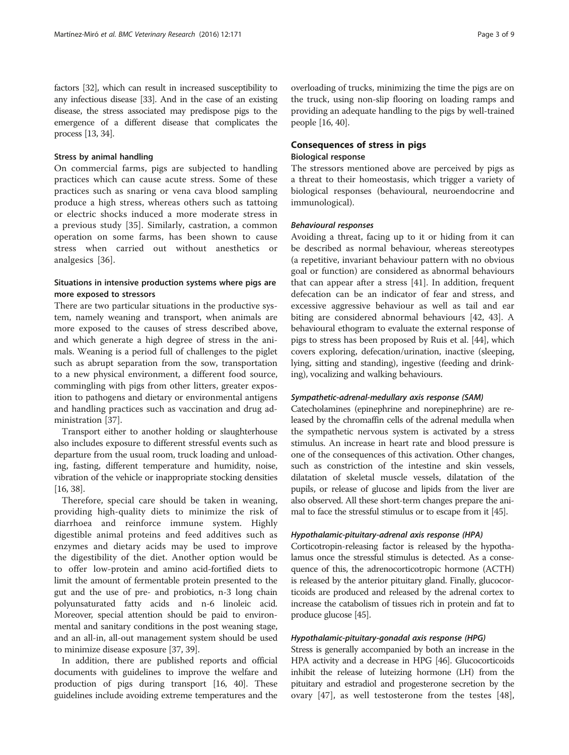factors [32], which can result in increased susceptibility to any infectious disease [33]. And in the case of an existing disease, the stress associated may predispose pigs to the emergence of a different disease that complicates the process [13, 34].

#### Stress by animal handling

On commercial farms, pigs are subjected to handling practices which can cause acute stress. Some of these practices such as snaring or vena cava blood sampling produce a high stress, whereas others such as tattoing or electric shocks induced a more moderate stress in a previous study [35]. Similarly, castration, a common operation on some farms, has been shown to cause stress when carried out without anesthetics or analgesics [36].

### Situations in intensive production systems where pigs are more exposed to stressors

There are two particular situations in the productive system, namely weaning and transport, when animals are more exposed to the causes of stress described above, and which generate a high degree of stress in the animals. Weaning is a period full of challenges to the piglet such as abrupt separation from the sow, transportation to a new physical environment, a different food source, commingling with pigs from other litters, greater exposition to pathogens and dietary or environmental antigens and handling practices such as vaccination and drug administration [37].

Transport either to another holding or slaughterhouse also includes exposure to different stressful events such as departure from the usual room, truck loading and unloading, fasting, different temperature and humidity, noise, vibration of the vehicle or inappropriate stocking densities [16, 38].

Therefore, special care should be taken in weaning, providing high-quality diets to minimize the risk of diarrhoea and reinforce immune system. Highly digestible animal proteins and feed additives such as enzymes and dietary acids may be used to improve the digestibility of the diet. Another option would be to offer low-protein and amino acid-fortified diets to limit the amount of fermentable protein presented to the gut and the use of pre- and probiotics, n-3 long chain polyunsaturated fatty acids and n-6 linoleic acid. Moreover, special attention should be paid to environmental and sanitary conditions in the post weaning stage, and an all-in, all-out management system should be used to minimize disease exposure [37, 39].

In addition, there are published reports and official documents with guidelines to improve the welfare and production of pigs during transport [16, 40]. These guidelines include avoiding extreme temperatures and the overloading of trucks, minimizing the time the pigs are on the truck, using non-slip flooring on loading ramps and providing an adequate handling to the pigs by well-trained people [16, 40].

## Consequences of stress in pigs

### Biological response

The stressors mentioned above are perceived by pigs as a threat to their homeostasis, which trigger a variety of biological responses (behavioural, neuroendocrine and immunological).

#### *Behavioural responses*

Avoiding a threat, facing up to it or hiding from it can be described as normal behaviour, whereas stereotypes (a repetitive, invariant behaviour pattern with no obvious goal or function) are considered as abnormal behaviours that can appear after a stress [41]. In addition, frequent defecation can be an indicator of fear and stress, and excessive aggressive behaviour as well as tail and ear biting are considered abnormal behaviours [42, 43]. A behavioural ethogram to evaluate the external response of pigs to stress has been proposed by Ruis et al. [44], which covers exploring, defecation/urination, inactive (sleeping, lying, sitting and standing), ingestive (feeding and drinking), vocalizing and walking behaviours.

#### *Sympathetic-adrenal-medullary axis response (SAM)*

Catecholamines (epinephrine and norepinephrine) are released by the chromaffin cells of the adrenal medulla when the sympathetic nervous system is activated by a stress stimulus. An increase in heart rate and blood pressure is one of the consequences of this activation. Other changes, such as constriction of the intestine and skin vessels, dilatation of skeletal muscle vessels, dilatation of the pupils, or release of glucose and lipids from the liver are also observed. All these short-term changes prepare the animal to face the stressful stimulus or to escape from it [45].

#### *Hypothalamic-pituitary-adrenal axis response (HPA)*

Corticotropin-releasing factor is released by the hypothalamus once the stressful stimulus is detected. As a consequence of this, the adrenocorticotropic hormone (ACTH) is released by the anterior pituitary gland. Finally, glucocorticoids are produced and released by the adrenal cortex to increase the catabolism of tissues rich in protein and fat to produce glucose [45].

#### *Hypothalamic-pituitary-gonadal axis response (HPG)*

Stress is generally accompanied by both an increase in the HPA activity and a decrease in HPG [46]. Glucocorticoids inhibit the release of luteizing hormone (LH) from the pituitary and estradiol and progesterone secretion by the ovary [47], as well testosterone from the testes [48],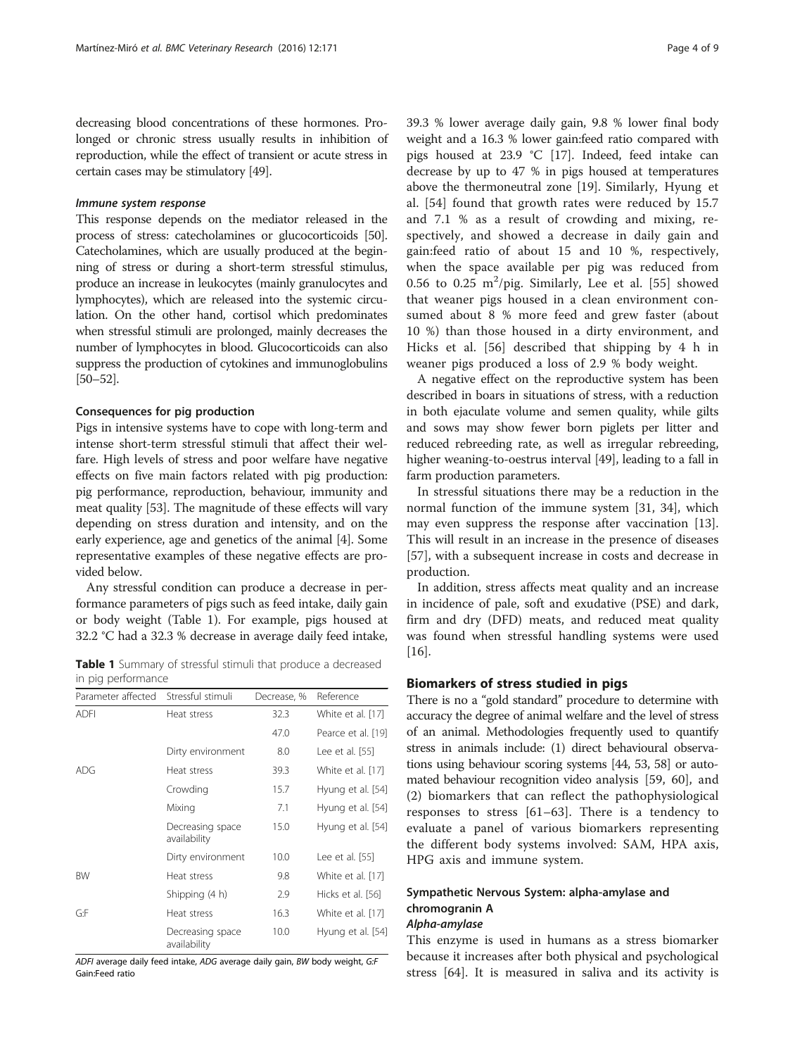decreasing blood concentrations of these hormones. Prolonged or chronic stress usually results in inhibition of reproduction, while the effect of transient or acute stress in certain cases may be stimulatory [49].

#### *Immune system response*

This response depends on the mediator released in the process of stress: catecholamines or glucocorticoids [50]. Catecholamines, which are usually produced at the beginning of stress or during a short-term stressful stimulus, produce an increase in leukocytes (mainly granulocytes and lymphocytes), which are released into the systemic circulation. On the other hand, cortisol which predominates when stressful stimuli are prolonged, mainly decreases the number of lymphocytes in blood. Glucocorticoids can also suppress the production of cytokines and immunoglobulins [50–52].

### Consequences for pig production

Pigs in intensive systems have to cope with long-term and intense short-term stressful stimuli that affect their welfare. High levels of stress and poor welfare have negative effects on five main factors related with pig production: pig performance, reproduction, behaviour, immunity and meat quality [53]. The magnitude of these effects will vary depending on stress duration and intensity, and on the early experience, age and genetics of the animal [4]. Some representative examples of these negative effects are provided below.

Any stressful condition can produce a decrease in performance parameters of pigs such as feed intake, daily gain or body weight (Table 1). For example, pigs housed at 32.2 °C had a 32.3 % decrease in average daily feed intake, 39.3 % lower average daily gain, 9.8 % lower final body weight and a 16.3 % lower gain:feed ratio compared with pigs housed at 23.9 °C [17]. Indeed, feed intake can decrease by up to 47 % in pigs housed at temperatures above the thermoneutral zone [19]. Similarly, Hyung et al. [54] found that growth rates were reduced by 15.7 and 7.1 % as a result of crowding and mixing, respectively, and showed a decrease in daily gain and gain:feed ratio of about 15 and 10 %, respectively, when the space available per pig was reduced from 0.56 to 0.25 $m^2$/pig. Similarly, Lee et al. [55] showed that weaner pigs housed in a clean environment consumed about 8 % more feed and grew faster (about 10 %) than those housed in a dirty environment, and Hicks et al. [56] described that shipping by 4 h in weaner pigs produced a loss of 2.9 % body weight.

**Table 1** Summary of stressful stimuli that produce a decreased in pig performance

| Parameter affected | Stressful stimuli | Decrease, % | Reference |
|---|---|---|---|
| ADFI | Heat stress | 32.3 | White et al. [17] |
| | | 47.0 | Pearce et al. [19] |
| | Dirty environment | 8.0 | Lee et al. [55] |
| ADG | Heat stress | 39.3 | White et al. [17] |
| | Crowding | 15.7 | Hyung et al. [54] |
| | Mixing | 7.1 | Hyung et al. [54] |
| | Decreasing space availability | 15.0 | Hyung et al. [54] |
| | Dirty environment | 10.0 | Lee et al. [55] |
| BW | Heat stress | 9.8 | White et al. [17] |
| | Shipping (4 h) | 2.9 | Hicks et al. [56] |
| G:F | Heat stress | 16.3 | White et al. [17] |
| | Decreasing space availability | 10.0 | Hyung et al. [54] |

*ADFI* average daily feed intake, *ADG* average daily gain, *BW* body weight, *G:F* Gain:Feed ratio

A negative effect on the reproductive system has been described in boars in situations of stress, with a reduction in both ejaculate volume and semen quality, while gilts and sows may show fewer born piglets per litter and reduced rebreeding rate, as well as irregular rebreeding, higher weaning-to-oestrus interval [49], leading to a fall in farm production parameters.

In stressful situations there may be a reduction in the normal function of the immune system [31, 34], which may even suppress the response after vaccination [13]. This will result in an increase in the presence of diseases [57], with a subsequent increase in costs and decrease in production.

In addition, stress affects meat quality and an increase in incidence of pale, soft and exudative (PSE) and dark, firm and dry (DFD) meats, and reduced meat quality was found when stressful handling systems were used [16].

## Biomarkers of stress studied in pigs

There is no a "gold standard" procedure to determine with accuracy the degree of animal welfare and the level of stress of an animal. Methodologies frequently used to quantify stress in animals include: (1) direct behavioural observations using behaviour scoring systems [44, 53, 58] or automated behaviour recognition video analysis [59, 60], and (2) biomarkers that can reflect the pathophysiological responses to stress [61–63]. There is a tendency to evaluate a panel of various biomarkers representing the different body systems involved: SAM, HPA axis, HPG axis and immune system.

### Sympathetic Nervous System: alpha-amylase and chromogranin A

#### *Alpha-amylase*

This enzyme is used in humans as a stress biomarker because it increases after both physical and psychological stress [64]. It is measured in saliva and its activity is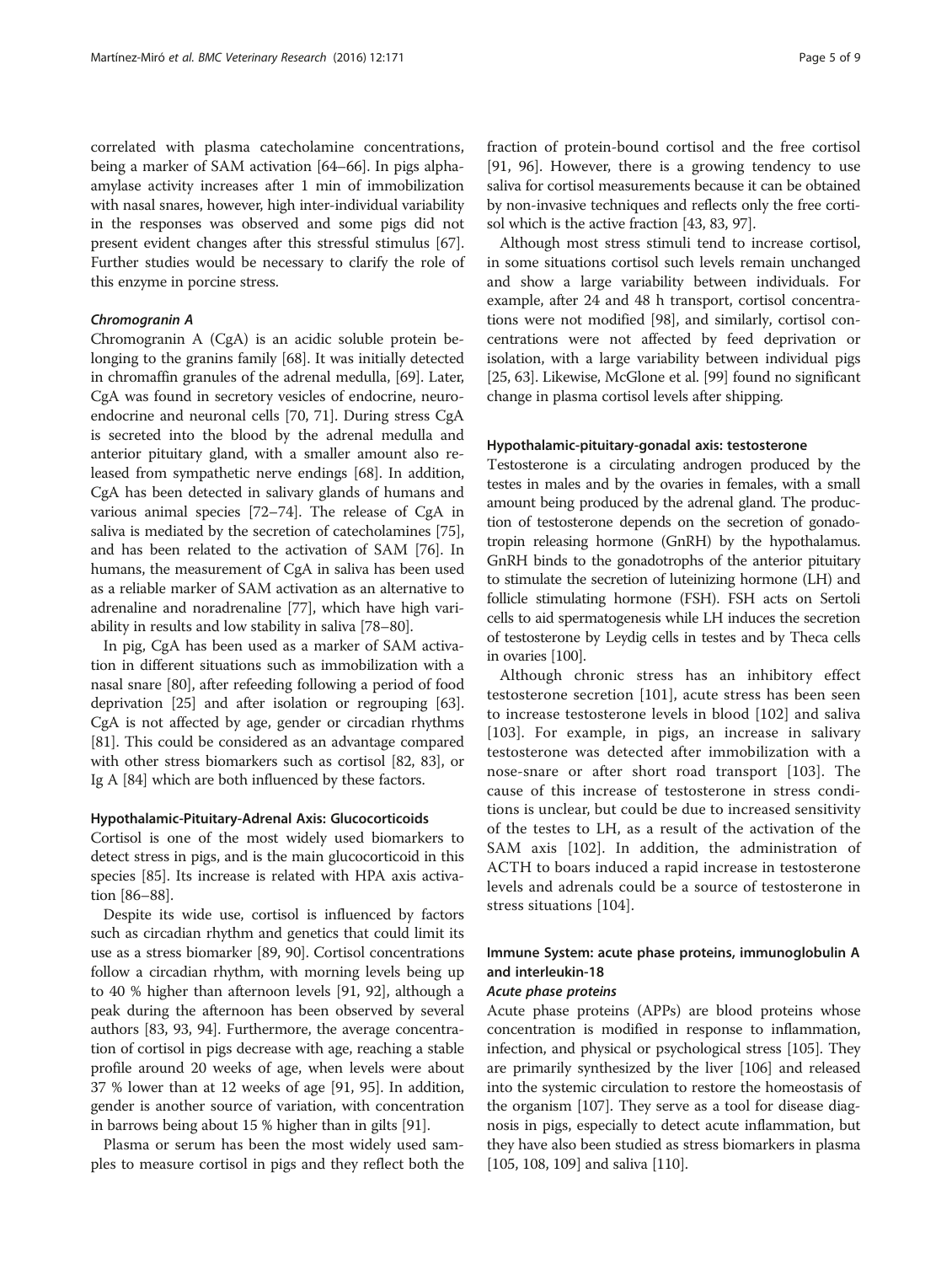correlated with plasma catecholamine concentrations, being a marker of SAM activation [64–66]. In pigs alpha-amylase activity increases after 1 min of immobilization with nasal snares, however, high inter-individual variability in the responses was observed and some pigs did not present evident changes after this stressful stimulus [67]. Further studies would be necessary to clarify the role of this enzyme in porcine stress.

#### *Chromogranin A*

Chromogranin A (CgA) is an acidic soluble protein belonging to the granins family [68]. It was initially detected in chromaffin granules of the adrenal medulla, [69]. Later, CgA was found in secretory vesicles of endocrine, neuroendocrine and neuronal cells [70, 71]. During stress CgA is secreted into the blood by the adrenal medulla and anterior pituitary gland, with a smaller amount also released from sympathetic nerve endings [68]. In addition, CgA has been detected in salivary glands of humans and various animal species [72–74]. The release of CgA in saliva is mediated by the secretion of catecholamines [75], and has been related to the activation of SAM [76]. In humans, the measurement of CgA in saliva has been used as a reliable marker of SAM activation as an alternative to adrenaline and noradrenaline [77], which have high variability in results and low stability in saliva [78–80].

In pig, CgA has been used as a marker of SAM activation in different situations such as immobilization with a nasal snare [80], after refeeding following a period of food deprivation [25] and after isolation or regrouping [63]. CgA is not affected by age, gender or circadian rhythms [81]. This could be considered as an advantage compared with other stress biomarkers such as cortisol [82, 83], or Ig A [84] which are both influenced by these factors.

### Hypothalamic-Pituitary-Adrenal Axis: Glucocorticoids

Cortisol is one of the most widely used biomarkers to detect stress in pigs, and is the main glucocorticoid in this species [85]. Its increase is related with HPA axis activation [86–88].

Despite its wide use, cortisol is influenced by factors such as circadian rhythm and genetics that could limit its use as a stress biomarker [89, 90]. Cortisol concentrations follow a circadian rhythm, with morning levels being up to 40 % higher than afternoon levels [91, 92], although a peak during the afternoon has been observed by several authors [83, 93, 94]. Furthermore, the average concentration of cortisol in pigs decrease with age, reaching a stable profile around 20 weeks of age, when levels were about 37 % lower than at 12 weeks of age [91, 95]. In addition, gender is another source of variation, with concentration in barrows being about 15 % higher than in gilts [91].

Plasma or serum has been the most widely used samples to measure cortisol in pigs and they reflect both the fraction of protein-bound cortisol and the free cortisol [91, 96]. However, there is a growing tendency to use saliva for cortisol measurements because it can be obtained by non-invasive techniques and reflects only the free cortisol which is the active fraction [43, 83, 97].

Although most stress stimuli tend to increase cortisol, in some situations cortisol such levels remain unchanged and show a large variability between individuals. For example, after 24 and 48 h transport, cortisol concentrations were not modified [98], and similarly, cortisol concentrations were not affected by feed deprivation or isolation, with a large variability between individual pigs [25, 63]. Likewise, McGlone et al. [99] found no significant change in plasma cortisol levels after shipping.

### Hypothalamic-pituitary-gonadal axis: testosterone

Testosterone is a circulating androgen produced by the testes in males and by the ovaries in females, with a small amount being produced by the adrenal gland. The production of testosterone depends on the secretion of gonadotropin releasing hormone (GnRH) by the hypothalamus. GnRH binds to the gonadotrophs of the anterior pituitary to stimulate the secretion of luteinizing hormone (LH) and follicle stimulating hormone (FSH). FSH acts on Sertoli cells to aid spermatogenesis while LH induces the secretion of testosterone by Leydig cells in testes and by Theca cells in ovaries [100].

Although chronic stress has an inhibitory effect testosterone secretion [101], acute stress has been seen to increase testosterone levels in blood [102] and saliva [103]. For example, in pigs, an increase in salivary testosterone was detected after immobilization with a nose-snare or after short road transport [103]. The cause of this increase of testosterone in stress conditions is unclear, but could be due to increased sensitivity of the testes to LH, as a result of the activation of the SAM axis [102]. In addition, the administration of ACTH to boars induced a rapid increase in testosterone levels and adrenals could be a source of testosterone in stress situations [104].

### Immune System: acute phase proteins, immunoglobulin A and interleukin-18

#### *Acute phase proteins*

Acute phase proteins (APPs) are blood proteins whose concentration is modified in response to inflammation, infection, and physical or psychological stress [105]. They are primarily synthesized by the liver [106] and released into the systemic circulation to restore the homeostasis of the organism [107]. They serve as a tool for disease diagnosis in pigs, especially to detect acute inflammation, but they have also been studied as stress biomarkers in plasma [105, 108, 109] and saliva [110].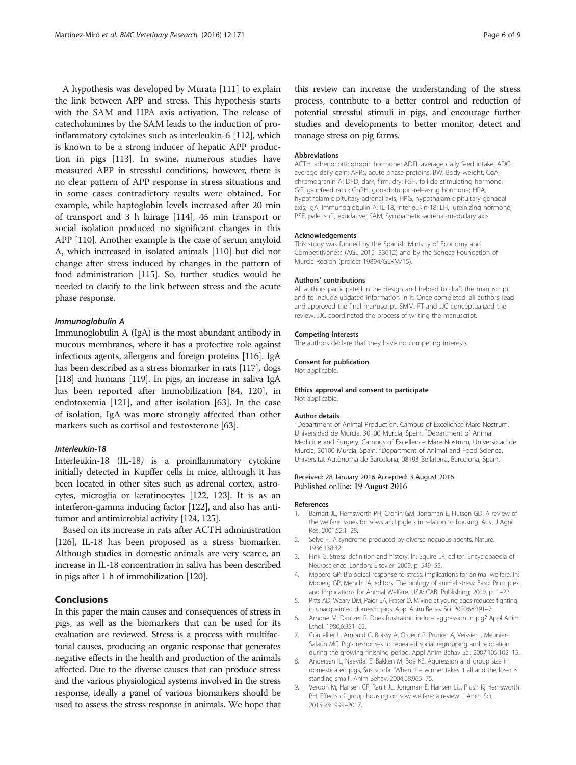A hypothesis was developed by Murata [111] to explain the link between APP and stress. This hypothesis starts with the SAM and HPA axis activation. The release of catecholamines by the SAM leads to the induction of pro-inflammatory cytokines such as interleukin-6 [112], which is known to be a strong inducer of hepatic APP production in pigs [113]. In swine, numerous studies have measured APP in stressful conditions; however, there is no clear pattern of APP response in stress situations and in some cases contradictory results were obtained. For example, while haptoglobin levels increased after 20 min of transport and 3 h lairage [114], 45 min transport or social isolation produced no significant changes in this APP [110]. Another example is the case of serum amyloid A, which increased in isolated animals [110] but did not change after stress induced by changes in the pattern of food administration [115]. So, further studies would be needed to clarify to the link between stress and the acute phase response.

#### *Immunoglobulin A*

Immunoglobulin A (IgA) is the most abundant antibody in mucous membranes, where it has a protective role against infectious agents, allergens and foreign proteins [116]. IgA has been described as a stress biomarker in rats [117], dogs [118] and humans [119]. In pigs, an increase in saliva IgA has been reported after immobilization [84, 120], in endotoxemia [121], and after isolation [63]. In the case of isolation, IgA was more strongly affected than other markers such as cortisol and testosterone [63].

#### *Interleukin-18*

Interleukin-18 (IL-18*)* is a proinflammatory cytokine initially detected in Kupffer cells in mice, although it has been located in other sites such as adrenal cortex, astrocytes, microglia or keratinocytes [122, 123]. It is as an interferon-gamma inducing factor [122], and also has antitumor and antimicrobial activity [124, 125].

Based on its increase in rats after ACTH administration [126], IL-18 has been proposed as a stress biomarker. Although studies in domestic animals are very scarce, an increase in IL-18 concentration in saliva has been described in pigs after 1 h of immobilization [120].

## Conclusions

In this paper the main causes and consequences of stress in pigs, as well as the biomarkers that can be used for its evaluation are reviewed. Stress is a process with multifactorial causes, producing an organic response that generates negative effects in the health and production of the animals affected. Due to the diverse causes that can produce stress and the various physiological systems involved in the stress response, ideally a panel of various biomarkers should be used to assess the stress response in animals. We hope that this review can increase the understanding of the stress process, contribute to a better control and reduction of potential stressful stimuli in pigs, and encourage further studies and developments to better monitor, detect and manage stress on pig farms.

#### Abbreviations

ACTH, adrenocorticotropic hormone; ADFI, average daily feed intake; ADG, average daily gain; APPs, acute phase proteins; BW, Body weight; CgA, chromogranin A; DFD, dark, firm, dry; FSH, follicle stimulating hormone; G:F, gain:feed ratio; GnRH, gonadotropin-releasing hormone; HPA, hypothalamic-pituitary-adrenal axis; HPG, hypothalamic-pituitary-gonadal axis; IgA, immunoglobulin A; IL-18, interleukin-18; LH, luteinizing hormone; PSE, pale, soft, exudative; SAM, Sympathetic-adrenal-medullary axis

#### Acknowledgements

This study was funded by the Spanish Ministry of Economy and Competitiveness (AGL 2012–33612) and by the Seneca Foundation of Murcia Region (project 19894/GERM/15).

#### Authors' contributions

All authors participated in the design and helped to draft the manuscript and to include updated information in it. Once completed, all authors read and approved the final manuscript. SMM, FT and JJC conceptualized the review. JJC coordinated the process of writing the manuscript.

#### Competing interests

The authors declare that they have no competing interests.

#### Consent for publication

Not applicable.

#### Ethics approval and consent to participate

Not applicable.

#### Author details

[1]Department of Animal Production, Campus of Excellence Mare Nostrum, Universidad de Murcia, 30100 Murcia, Spain. [2]Department of Animal Medicine and Surgery, Campus of Excellence Mare Nostrum, Universidad de Murcia, 30100 Murcia, Spain. [3]Department of Animal and Food Science, Universitat Autònoma de Barcelona, 08193 Bellaterra, Barcelona, Spain.

Received: 28 January 2016 Accepted: 3 August 2016
Published online: 19 August 2016

#### References

1. Barnett JL, Hemsworth PH, Cronin GM, Jongman E, Hutson GD. A review of the welfare issues for sows and piglets in relation to housing. Aust J Agric Res. 2001;52:1–28.
2. Selye H. A syndrome produced by diverse nocuous agents. Nature. 1936;138:32.
3. Fink G. Stress: definition and history. In: Squire LR, editor. Encyclopaedia of Neuroscience. London: Elsevier; 2009. p. 549–55.
4. Moberg GP. Biological response to stress: implications for animal welfare. In: Moberg GP, Mench JA, editors. The biology of animal stress: Basic Principles and Implications for Animal Welfare. USA: CABI Publishing; 2000. p. 1–22.
5. Pitts AD, Weary DM, Pajor EA, Fraser D. Mixing at young ages reduces fighting in unacquainted domestic pigs. Appl Anim Behav Sci. 2000;68:191–7.
6. Arnone M, Dantzer R. Does frustration induce aggression in pig? Appl Anim Ethol. 1980;6:351–62.
7. Coutellier L, Arnould C, Boissy A, Orgeur P, Prunier A, Veissier I, Meunier-Salaün MC. Pig's responses to repeated social regrouping and relocation during the growing-finishing period. Appl Anim Behav Sci. 2007;105:102–15.
8. Andersen IL, Naevdal E, Bakken M, Boe KE. Aggression and group size in domesticated pigs, Sus scrofa: 'When the winner takes it all and the loser is standing small'. Anim Behav. 2004;68:965–75.
9. Verdon M, Hansen CF, Rault JL, Jongman E, Hansen LU, Plush K, Hemsworth PH. Effects of group housing on sow welfare: a review. J Anim Sci. 2015;93:1999–2017.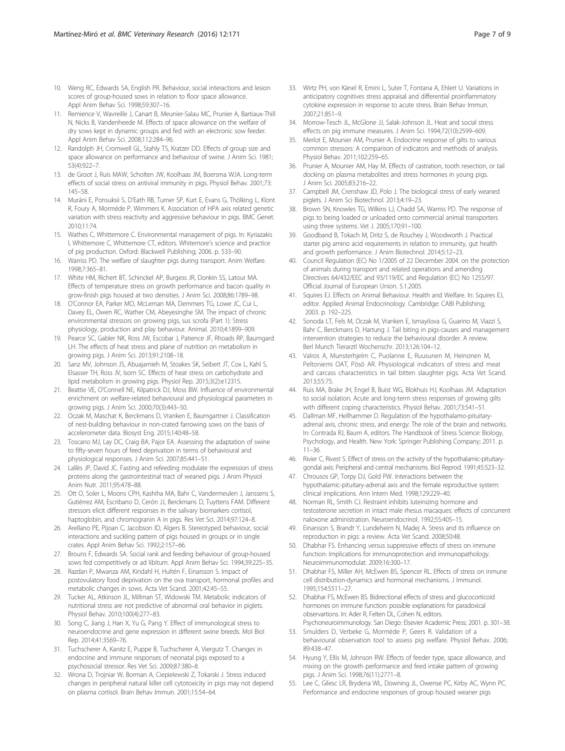10. Weng RC, Edwards SA, English PR. Behaviour, social interactions and lesion scores of group-housed sows in relation to floor space allowance. Appl Anim Behav Sci. 1998;59:307–16.
11. Remience V, Wavreille J, Canart B, Meunier-Salau MC, Prunier A, Bartiaux-Thill N, Nicks B, Vandenheede M. Effects of space allowance on the welfare of dry sows kept in dynamic groups and fed with an electronic sow feeder. Appl Anim Behav Sci. 2008;112:284–96.
12. Randolph JH, Cromwell GL, Stahly TS, Kratzer DD. Effects of group size and space allowance on performance and behaviour of swine. J Anim Sci. 1981; 53(4):922–7.
13. de Groot J, Ruis MAW, Scholten JW, Koolhaas JM, Boersma WJA. Long-term effects of social stress on antiviral immunity in pigs. Physiol Behav. 2001;73: 145–58.
14. Muráni E, Ponsuksii S, D'Eath RB, Turner SP, Kurt E, Evans G, Thölking L, Klont R, Foury A, Mormède P, Wimmers K. Association of HPA axis related genetic variation with stress reactivity and aggressive behaviour in pigs. BMC Genet. 2010;11:74.
15. Wathes C, Whittemore C. Environmental management of pigs. In: Kyriazakis I, Whittemore C, Whittemore CT, editors. Whitemore's science and practice of pig production. Oxford: Blackwell Publishing; 2006. p. 533–90.
16. Warriss PD. The welfare of slaughter pigs during transport. Anim Welfare. 1998;7:365–81.
17. White HM, Richert BT, Schinckel AP, Burgess JR, Donkin SS, Latour MA. Effects of temperature stress on growth performance and bacon quality in grow-finish pigs housed at two densities. J Anim Sci. 2008;86:1789–98.
18. O'Connor EA, Parker MO, McLeman MA, Demmers TG, Lowe JC, Cui L, Davey EL, Owen RC, Wather CM, Abeyesinghe SM. The impact of chronic environmental stressors on growing pigs, sus scrofa (Part 1): Stress physiology, production and play behaviour. Animal. 2010;4:1899–909.
19. Pearce SC, Gabler NK, Ross JW, Escobar J, Patience JF, Rhoads RP, Baumgard LH. The effects of heat stress and plane of nutrition on metabolism in growing pigs. J Anim Sci. 2013;91:2108–18.
20. Sanz MV, Johnson JS, Abuajamieh M, Stoakes SK, Seibert JT, Cox L, Kahl S, Elsasser TH, Ross JV, Isom SC. Effects of heat stress on carbohydrate and lipid metabolism in growing pigs. Physiol Rep. 2015;3(2):e12315.
21. Beattie VE, O'Connell NE, Kilpatrick DJ, Moss BW. Influence of environmental enrichment on welfare-related behavioural and physiological parameters in growing pigs. J Anim Sci. 2000;70(3):443–50.
22. Oczak M, Maschat K, Berckmans D, Vranken E, Baumgartner J. Classification of nest-building behaviour in non-crated farrowing sows on the basis of accelerometer data. Biosyst Eng. 2015;140:48–58.
23. Toscano MJ, Lay DC, Craig BA, Pajor EA. Assessing the adaptation of swine to fifty-seven hours of feed deprivation in terms of behavioural and physiological responses. J Anim Sci. 2007;85:441–51.
24. Lallès JP, David JC. Fasting and refeeding modulate the expression of stress proteins along the gastrointestinal tract of weaned pigs. J Anim Physiol Anim Nutr. 2011;95:478–88.
25. Ott O, Soler L, Moons CPH, Kashiha MA, Bahr C, Vandermeulen J, Janssens S, Gutiérrez AM, Escribano D, Cerón JJ, Berckmans D, Tuyttens FAM. Different stressors elicit different responses in the salivary biomarkers cortisol, haptoglobin, and chromogranin A in pigs. Res Vet Sci. 2014;97:124–8.
26. Arellano PE, Pijoan C, Jacobson ID, Algers B. Stereotyped behaviour, social interactions and suckling pattern of pigs housed in groups or in single crates. Appl Anim Behav Sci. 1992;2:157–66.
27. Brouns F, Edwards SA. Social rank and feeding behaviour of group-housed sows fed competitively or ad libitum. Appl Anim Behav Sci. 1994;39:225–35.
28. Razdan P, Mwanza AM, Kindahl H, Hultén F, Einarsson S. Impact of postovulatory food deprivation on the ova transport, hormonal profiles and metabolic changes in sows. Acta Vet Scand. 2001;42:45–55.
29. Tucker AL, Atkinson JL, Millman ST, Widowski TM. Metabolic indicators of nutritional stress are not predictive of abnormal oral behavior in piglets. Physiol Behav. 2010;100(4):277–83.
30. Song C, Jiang J, Han X, Yu G, Pang Y. Effect of immunological stress to neuroendocrine and gene expression in different swine breeds. Mol Biol Rep. 2014;41:3569–76.
31. Tuchscherer A, Kanitz E, Puppe B, Tuchscherer A, Viergutz T. Changes in endocrine and immune responses of neonatal pigs exposed to a psychosocial stressor. Res Vet Sci. 2009;87:380–8.
32. Wrona D, Trojniar W, Borman A, Ciepielewski Z, Tokarski J. Stress induced changes in peripheral natural killer cell cytotoxicity in pigs may not depend on plasma cortisol. Brain Behav Immun. 2001;15:54–64.
33. Wirtz PH, von Känel R, Emini L, Suter T, Fontana A, Ehlert U. Variations in anticipatory cognitives stress appraisal and differential proinflammatory cytokine expression in response to acute stress. Brain Behav Immun. 2007;21:851–9.
34. Morrow-Tesch JL, McGlone JJ, Salak-Johnson JL. Heat and social stress effects on pig immune measures. J Anim Sci. 1994;72(10):2599–609.
35. Merlot E, Mounier AM, Prunier A. Endocrine response of gilts to various common stressors: A comparison of indicators and methods of analysis. Physiol Behav. 2011;102:259–65.
36. Prunier A, Mounier AM, Hay M. Effects of castration, tooth resection, or tail docking on plasma metabolites and stress hormones in young pigs. J Anim Sci. 2005;83:216–22.
37. Campbell JM, Crenshaw JD, Polo J. The biological stress of early weaned piglets. J Anim Sci Biotechnol. 2013;4:19–23.
38. Brown SN, Knowles TG, Wilkins LJ, Chadd SA, Warriss PD. The response of pigs to being loaded or unloaded onto commercial animal transporters using three systems. Vet J. 2005;170:91–100.
39. Goodband B, Tokach M, Dritz S, de Rouchey J, Woodworth J. Practical starter pig amino acid requirements in relation to immunity, gut health and growth performance. J Anim Biotechnol. 2014;5:12–23.
40. Council Regulation (EC) No 1/2005 of 22 December 2004. on the protection of animals during transport and related operations and amending Directives 64/432/EEC and 93/119/EC and Regulation (EC) No 1255/97. Official Journal of European Union. 5.1.2005.
41. Squires EJ. Effects on Animal Behaviour. Health and Welfare. In: Squires EJ, editor. Applied Animal Endocrinology. Cambridge: CABI Publishing; 2003. p. 192–225.
42. Sonoda LT, Fels M, Oczak M, Vranken E, Ismayilova G, Guarino M, Viazzi S, Bahr C, Berckmans D, Hartung J. Tail biting in pigs-causes and management intervention strategies to reduce the behavioural disorder. A review. Berl Munch Tierarztl Wochenschr. 2013;126:104–12.
43. Valros A, Munsterhjelm C, Puolanne E, Ruusunen M, Heinonen M, Peltoniemi OAT, Pösö AR. Physiological indicators of stress and meat and carcass characteristics in tail bitten slaughter pigs. Acta Vet Scand. 2013;55:75.
44. Ruis MA, Brake JH, Engel B, Buist WG, Blokhuis HJ, Koolhaas JM. Adaptation to social isolation. Acute and long-term stress responses of growing gilts with different coping characteristics. Physiol Behav. 2001;73:541–51.
45. Dallman MF, Hellhammer D. Regulation of the hypothalamo-pituitary-adrenal axis, chronic stress, and energy: The role of the brain and networks. In: Contrada RJ, Baum A, editors. The Handbook of Stress Science: Biology, Psychology, and Health. New York: Springer Publishing Company; 2011. p. 11–36.
46. Rivier C, Rivest S. Effect of stress on the activity of the hypothalamic-pituitary-gondal axis: Peripheral and central mechanisms. Biol Reprod. 1991;45:523–32.
47. Chrousos GP, Torpy DJ, Gold PW. Interactions between the hypothalamic-pituitary-adrenal axis and the female reproductive system: clinical implications. Ann Intern Med. 1998;129:229–40.
48. Norman RL, Smith CJ. Restraint inhibits luteinizing hormone and testosterone secretion in intact male rhesus macaques: effects of concurrent naloxone administration. Neuroendocrinol. 1992;55:405–15.
49. Einarsson S, Brandt Y, Lundeheim N, Madej A. Stress and its influence on reproduction in pigs: a review. Acta Vet Scand. 2008;50:48.
50. Dhabhar FS. Enhancing versus suppressive effects of stress on immune function: Implications for immunoprotection and immunopathology. Neuroimmunomodulat. 2009;16:300–17.
51. Dhabhar FS, Miller AH, McEwen BS, Spencer RL. Effects of stress on inmune cell distribution-dynamics and hormonal mechanisms. J Immunol. 1995;154:5511–27.
52. Dhabhar FS, McEwen BS. Bidirectional effects of stress and glucocorticoid hormones on immune function: possible explanations for paradoxical observartions. In: Ader R, Felten DL, Cohen N, editors. Psychoneuroimmunology. San Diego: Elsevier Academic Press; 2001. p. 301–38.
53. Smulders D, Verbeke G, Mormède P, Geers R. Validation of a behavioural observation tool to assess pig welfare. Physiol Behav. 2006; 89:438–47.
54. Hyung Y, Ellis M, Johnson RW. Effects of feeder type, space allowance, and mixing on the growth performance and feed intake pattern of growing pigs. J Anim Sci. 1998;76(11):2771–8.
55. Lee C, Gilesc LR, Brydena WL, Downing JL, Owense PC, Kirby AC, Wynn PC. Performance and endocrine responses of group housed weaner pigs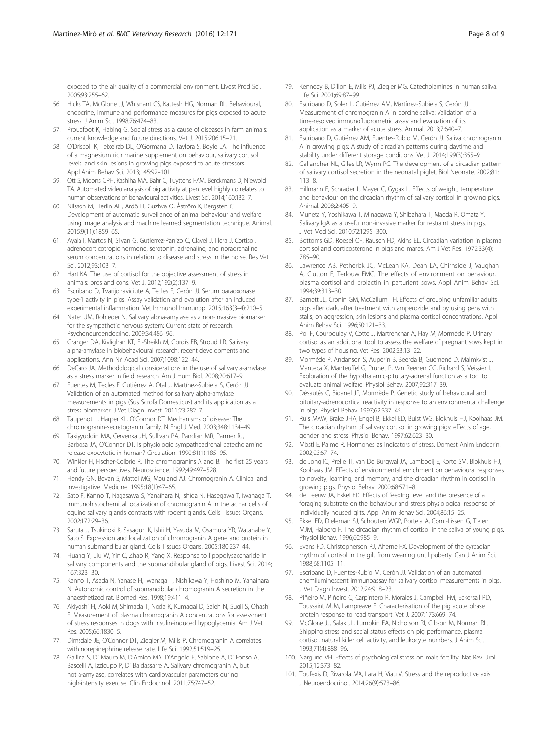exposed to the air quality of a commercial environment. Livest Prod Sci. 2005;93:255–62.

56. Hicks TA, McGlone JJ, Whisnant CS, Kattesh HG, Norman RL. Behavioural, endocrine, immune and performance measures for pigs exposed to acute stress. J Anim Sci. 1998;76:474–83.
57. Proudfoot K, Habing G. Social stress as a cause of diseases in farm animals: current knowledge and future directions. Vet J. 2015;206:15–21.
58. O'Driscoll K, Teixeirab DL, O'Gormana D, Taylora S, Boyle LA. The influence of a magnesium rich marine supplement on behaviour, salivary cortisol levels, and skin lesions in growing pigs exposed to acute stressors. Appl Anim Behav Sci. 2013;145:92–101.
59. Ott S, Moons CPH, Kashiha MA, Bahr C, Tuyttens FAM, Berckmans D, Niewold TA. Automated video analysis of pig activity at pen level highly correlates to human observations of behavioural activities. Livest Sci. 2014;160:132–7.
60. Nilsson M, Herlin AH, Ardö H, Guzhva O, Åström K, Bergsten C. Development of automatic surveillance of animal behaviour and welfare using image analysis and machine learned segmentation technique. Animal. 2015;9(11):1859–65.
61. Ayala I, Martos N, Silvan G, Gutierrez-Panizo C, Clavel J, Illera J. Cortisol, adrenocorticotropic hormone, serotonin, adrenaline, and noradrenaline serum concentrations in relation to disease and stress in the horse. Res Vet Sci. 2012;93:103–7.
62. Hart KA. The use of cortisol for the objective assessment of stress in animals: pros and cons. Vet J. 2012;192(2):137–9.
63. Escribano D, Tvarijonaviciute A, Tecles F, Cerón JJ. Serum paraoxonase type-1 activity in pigs: Assay validation and evolution after an induced experimental inflammation. Vet Immunol Immunop. 2015;163(3–4):210–5.
64. Nater UM, Rohleder N. Salivary alpha-amylase as a non-invasive biomarker for the sympathetic nervous system: Current state of research. Psychoneuroendocrino. 2009;34:486–96.
65. Granger DA, Kivlighan KT, El-Sheikh M, Gordis EB, Stroud LR. Salivary alpha-amylase in biobehavioural research: recent developments and applications. Ann NY Acad Sci. 2007;1098:122–44.
66. DeCaro JA. Methodological considerations in the use of salivary a-amylase as a stress marker in field research. Am J Hum Biol. 2008;20:617–9.
67. Fuentes M, Tecles F, Gutiérrez A, Otal J, Martínez-Subiela S, Cerón JJ. Validation of an automated method for salivary alpha-amylase measurements in pigs (Sus Scrofa Domesticus) and its application as a stress biomarker. J Vet Diagn Invest. 2011;23:282–7.
68. Taupenot L, Harper KL, O'Connor DT. Mechanisms of disease: The chromogranin-secretogranin family. N Engl J Med. 2003;348:1134–49.
69. Takiyyuddin MA, Cervenka JH, Sullivan PA, Pandian MR, Parmer RJ, Barbosa JA, O'Connor DT. Is physiologic sympathoadrenal catecholamine release exocytotic in human? Circulation. 1990;81(1):185–95.
70. Winkler H, Fischer-Colbrie R. The chromogranins A and B: The first 25 years and future perspectives. Neuroscience. 1992;49:497–528.
71. Hendy GN, Bevan S, Mattei MG, Mouland AJ. Chromogranin A. Clinical and investigative. Medicine. 1995;18(1):47–65.
72. Sato F, Kanno T, Nagasawa S, Yanaihara N, Ishida N, Hasegawa T, Iwanaga T. Immunohistochemical localization of chromogranin A in the acinar cells of equine salivary glands contrasts with rodent glands. Cells Tissues Organs. 2002;172:29–36.
73. Saruta J, Tsukinoki K, Sasaguri K, Ishii H, Yasuda M, Osamura YR, Watanabe Y, Sato S. Expression and localization of chromogranin A gene and protein in human submandibular gland. Cells Tissues Organs. 2005;180:237–44.
74. Huang Y, Liu W, Yin C, Zhao R, Yang X. Response to lipopolysaccharide in salivary components and the submandibular gland of pigs. Livest Sci. 2014; 167:323–30.
75. Kanno T, Asada N, Yanase H, Iwanaga T, Nishikawa Y, Hoshino M, Yanaihara N. Autonomic control of submandibular chromogranin A secretion in the anaesthetized rat. Biomed Res. 1998;19:411–4.
76. Akiyoshi H, Aoki M, Shimada T, Noda K, Kumagai D, Saleh N, Sugii S, Ohashi F. Measurement of plasma chromogranin A concentrations for assessment of stress responses in dogs with insulin-induced hypoglycemia. Am J Vet Res. 2005;66:1830–5.
77. Dimsdale JE, O'Connor DT, Ziegler M, Mills P. Chromogranin A correlates with norepinephrine release rate. Life Sci. 1992;51:519–25.
78. Gallina S, Di Mauro M, D'Amico MA, D'Angelo E, Sablone A, Di Fonso A, Bascelli A, Izzicupo P, Di Baldassarre A. Salivary chromogranin A, but not a-amylase, correlates with cardiovascular parameters during high-intensity exercise. Clin Endocrinol. 2011;75:747–52.
79. Kennedy B, Dillon E, Mills PJ, Ziegler MG. Catecholamines in human saliva. Life Sci. 2001;69:87–99.
80. Escribano D, Soler L, Gutiérrez AM, Martínez-Subiela S, Cerón JJ. Measurement of chromogranin A in porcine saliva: Validation of a time-resolved immunofluorometric assay and evaluation of its application as a marker of acute stress. Animal. 2013;7:640–7.
81. Escribano D, Gutiérrez AM, Fuentes-Rubio M, Cerón JJ. Saliva chromogranin A in growing pigs: A study of circadian patterns during daytime and stability under different storage conditions. Vet J. 2014;199(3):355–9.
82. Gallangher NL, Giles LR, Wynn PC. The development of a circadian pattern of salivary cortisol secretion in the neonatal piglet. Biol Neonate. 2002;81: 113–8.
83. Hillmann E, Schrader L, Mayer C, Gygax L. Effects of weight, temperature and behaviour on the circadian rhythm of salivary cortisol in growing pigs. Animal. 2008;2:405–9.
84. Muneta Y, Yoshikawa T, Minagawa Y, Shibahara T, Maeda R, Omata Y. Salivary IgA as a useful non-invasive marker for restraint stress in pigs. J Vet Med Sci. 2010;72:1295–300.
85. Bottoms GD, Roesel OF, Rausch FD, Akins EL. Circadian variation in plasma cortisol and corticosterone in pigs and mares. Am J Vet Res. 1972;33(4): 785–90.
86. Lawrence AB, Petherick JC, McLean KA, Dean LA, Chirnside J, Vaughan A, Clutton E, Terlouw EMC. The effects of environment on behaviour, plasma cortisol and prolactin in parturient sows. Appl Anim Behav Sci. 1994;39:313–30.
87. Barnett JL, Cronin GM, McCallum TH. Effects of grouping unfamiliar adults pigs after dark, after treatment with amperozide and by using pens with stalls, on aggression, skin lesions and plasma cortisol concentrations. Appl Anim Behav Sci. 1996;50:121–33.
88. Pol F, Courboulay V, Cotte J, Martrenchar A, Hay M, Mormède P. Urinary cortisol as an additional tool to assess the welfare of pregnant sows kept in two types of housing. Vet Res. 2002;33:13–22.
89. Mormède P, Andanson S, Aupérin B, Beerda B, Guémené D, Malmkvist J, Manteca X, Manteuffel G, Prunet P, Van Reenen CG, Richard S, Veissier I. Exploration of the hypothalamic-pituitary-adrenal function as a tool to evaluate animal welfare. Physiol Behav. 2007;92:317–39.
90. Désautés C, Bidanel JP, Mormède P. Genetic study of behavioural and pituitary-adrenocortical reactivity in response to an environmental challenge in pigs. Physiol Behav. 1997;62:337–45.
91. Ruis MAW, Brake JHA, Engel B, Ekkel ED, Buist WG, Blokhuis HJ, Koolhaas JM. The circadian rhythm of salivary cortisol in growing pigs: effects of age, gender, and stress. Physiol Behav. 1997;62:623–30.
92. Möstl E, Palme R. Hormones as indicators of stress. Domest Anim Endocrin. 2002;23:67–74.
93. de Jong IC, Prelle TI, van De Burgwal JA, Lambooij E, Korte SM, Blokhuis HJ, Koolhaas JM. Effects of environmental enrichment on behavioural responses to novelty, learning, and memory, and the circadian rhythm in cortisol in growing pigs. Physiol Behav. 2000;68:571–8.
94. de Leeuw JA, Ekkel ED. Effects of feeding level and the presence of a foraging substrate on the behaviour and stress physiological response of individually housed gilts. Appl Anim Behav Sci. 2004;86:15–25.
95. Ekkel ED, Dieleman SJ, Schouten WGP, Portela A, Corni-Lissen G, Tielen MJM, Halberg F. The circadian rhythm of cortisol in the saliva of young pigs. Physiol Behav. 1996;60:985–9.
96. Evans FD, Christopherson RJ, Aherne FX. Development of the cyrcadian rhythm of cortisol in the gilt from weaning until puberty. Can J Anim Sci. 1988;68:1105–11.
97. Escribano D, Fuentes-Rubio M, Cerón JJ. Validation of an automated chemiluminescent immunoassay for salivary cortisol measurements in pigs. J Vet Diagn Invest. 2012;24:918–23.
98. Piñeiro M, Piñeiro C, Carpintero R, Morales J, Campbell FM, Eckersall PD, Toussaint MJM, Lampreave F. Characterisation of the pig acute phase protein response to road transport. Vet J. 2007;173:669–74.
99. McGlone JJ, Salak JL, Lumpkin EA, Nicholson RI, Gibson M, Norman RL. Shipping stress and social status effects on pig performance, plasma cortisol, natural killer cell activity, and leukocyte numbers. J Anim Sci. 1993;71(4):888–96.
100. Nargund VH. Effects of psychological stress on male fertility. Nat Rev Urol. 2015;12:373–82.
101. Toufexis D, Rivarola MA, Lara H, Viau V. Stress and the reproductive axis. J Neuroendocrinol. 2014;26(9):573–86.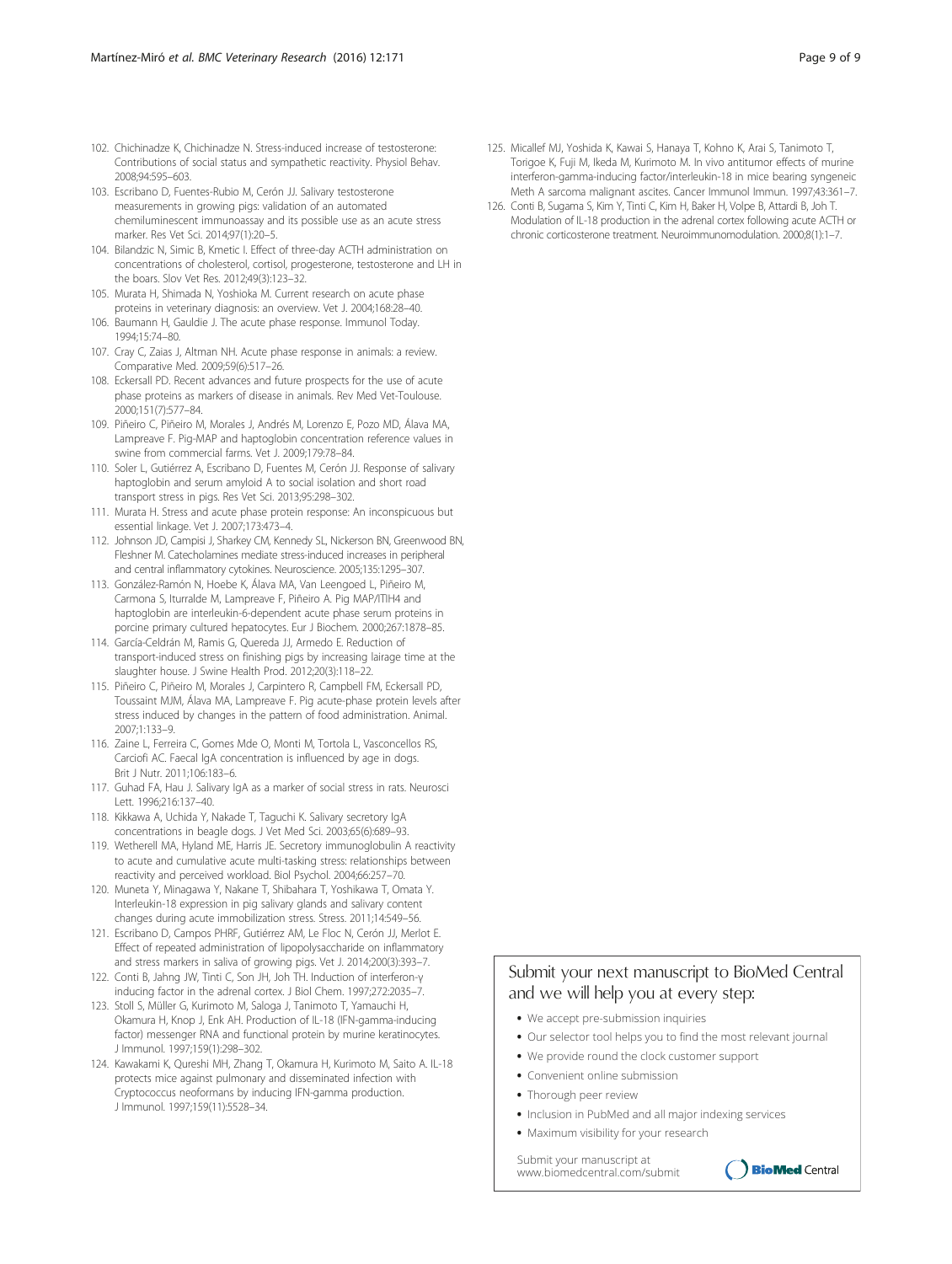102. Chichinadze K, Chichinadze N. Stress-induced increase of testosterone: Contributions of social status and sympathetic reactivity. Physiol Behav. 2008;94:595–603.
103. Escribano D, Fuentes-Rubio M, Cerón JJ. Salivary testosterone measurements in growing pigs: validation of an automated chemiluminescent immunoassay and its possible use as an acute stress marker. Res Vet Sci. 2014;97(1):20–5.
104. Bilandzic N, Simic B, Kmetic I. Effect of three-day ACTH administration on concentrations of cholesterol, cortisol, progesterone, testosterone and LH in the boars. Slov Vet Res. 2012;49(3):123–32.
105. Murata H, Shimada N, Yoshioka M. Current research on acute phase proteins in veterinary diagnosis: an overview. Vet J. 2004;168:28–40.
106. Baumann H, Gauldie J. The acute phase response. Immunol Today. 1994;15:74–80.
107. Cray C, Zaias J, Altman NH. Acute phase response in animals: a review. Comparative Med. 2009;59(6):517–26.
108. Eckersall PD. Recent advances and future prospects for the use of acute phase proteins as markers of disease in animals. Rev Med Vet-Toulouse. 2000;151(7):577–84.
109. Piñeiro C, Piñeiro M, Morales J, Andrés M, Lorenzo E, Pozo MD, Álava MA, Lampreave F. Pig-MAP and haptoglobin concentration reference values in swine from commercial farms. Vet J. 2009;179:78–84.
110. Soler L, Gutiérrez A, Escribano D, Fuentes M, Cerón JJ. Response of salivary haptoglobin and serum amyloid A to social isolation and short road transport stress in pigs. Res Vet Sci. 2013;95:298–302.
111. Murata H. Stress and acute phase protein response: An inconspicuous but essential linkage. Vet J. 2007;173:473–4.
112. Johnson JD, Campisi J, Sharkey CM, Kennedy SL, Nickerson BN, Greenwood BN, Fleshner M. Catecholamines mediate stress-induced increases in peripheral and central inflammatory cytokines. Neuroscience. 2005;135:1295–307.
113. González-Ramón N, Hoebe K, Álava MA, Van Leengoed L, Piñeiro M, Carmona S, Iturralde M, Lampreave F, Piñeiro A. Pig MAP/ITIH4 and haptoglobin are interleukin-6-dependent acute phase serum proteins in porcine primary cultured hepatocytes. Eur J Biochem. 2000;267:1878–85.
114. García-Celdrán M, Ramis G, Quereda JJ, Armedo E. Reduction of transport-induced stress on finishing pigs by increasing lairage time at the slaughter house. J Swine Health Prod. 2012;20(3):118–22.
115. Piñeiro C, Piñeiro M, Morales J, Carpintero R, Campbell FM, Eckersall PD, Toussaint MJM, Álava MA, Lampreave F. Pig acute-phase protein levels after stress induced by changes in the pattern of food administration. Animal. 2007;1:133–9.
116. Zaine L, Ferreira C, Gomes Mde O, Monti M, Tortola L, Vasconcellos RS, Carciofi AC. Faecal IgA concentration is influenced by age in dogs. Brit J Nutr. 2011;106:183–6.
117. Guhad FA, Hau J. Salivary IgA as a marker of social stress in rats. Neurosci Lett. 1996;216:137–40.
118. Kikkawa A, Uchida Y, Nakade T, Taguchi K. Salivary secretory IgA concentrations in beagle dogs. J Vet Med Sci. 2003;65(6):689–93.
119. Wetherell MA, Hyland ME, Harris JE. Secretory immunoglobulin A reactivity to acute and cumulative acute multi-tasking stress: relationships between reactivity and perceived workload. Biol Psychol. 2004;66:257–70.
120. Muneta Y, Minagawa Y, Nakane T, Shibahara T, Yoshikawa T, Omata Y. Interleukin-18 expression in pig salivary glands and salivary content changes during acute immobilization stress. Stress. 2011;14:549–56.
121. Escribano D, Campos PHRF, Gutiérrez AM, Le Floc N, Cerón JJ, Merlot E. Effect of repeated administration of lipopolysaccharide on inflammatory and stress markers in saliva of growing pigs. Vet J. 2014;200(3):393–7.
122. Conti B, Jahng JW, Tinti C, Son JH, Joh TH. Induction of interferon-γ inducing factor in the adrenal cortex. J Biol Chem. 1997;272:2035–7.
123. Stoll S, Müller G, Kurimoto M, Saloga J, Tanimoto T, Yamauchi H, Okamura H, Knop J, Enk AH. Production of IL-18 (IFN-gamma-inducing factor) messenger RNA and functional protein by murine keratinocytes. J Immunol. 1997;159(1):298–302.
124. Kawakami K, Qureshi MH, Zhang T, Okamura H, Kurimoto M, Saito A. IL-18 protects mice against pulmonary and disseminated infection with Cryptococcus neoformans by inducing IFN-gamma production. J Immunol. 1997;159(11):5528–34.
125. Micallef MJ, Yoshida K, Kawai S, Hanaya T, Kohno K, Arai S, Tanimoto T, Torigoe K, Fuji M, Ikeda M, Kurimoto M. In vivo antitumor effects of murine interferon-gamma-inducing factor/interleukin-18 in mice bearing syngeneic Meth A sarcoma malignant ascites. Cancer Immunol Immun. 1997;43:361–7.
126. Conti B, Sugama S, Kim Y, Tinti C, Kim H, Baker H, Volpe B, Attardi B, Joh T. Modulation of IL-18 production in the adrenal cortex following acute ACTH or chronic corticosterone treatment. Neuroimmunomodulation. 2000;8(1):1–7.

Submit your next manuscript to BioMed Central and we will help you at every step:

- We accept pre-submission inquiries
- Our selector tool helps you to find the most relevant journal
- We provide round the clock customer support
- Convenient online submission
- Thorough peer review
- Inclusion in PubMed and all major indexing services
- Maximum visibility for your research

Submit your manuscript at www.biomedcentral.com/submit

BioMed Central